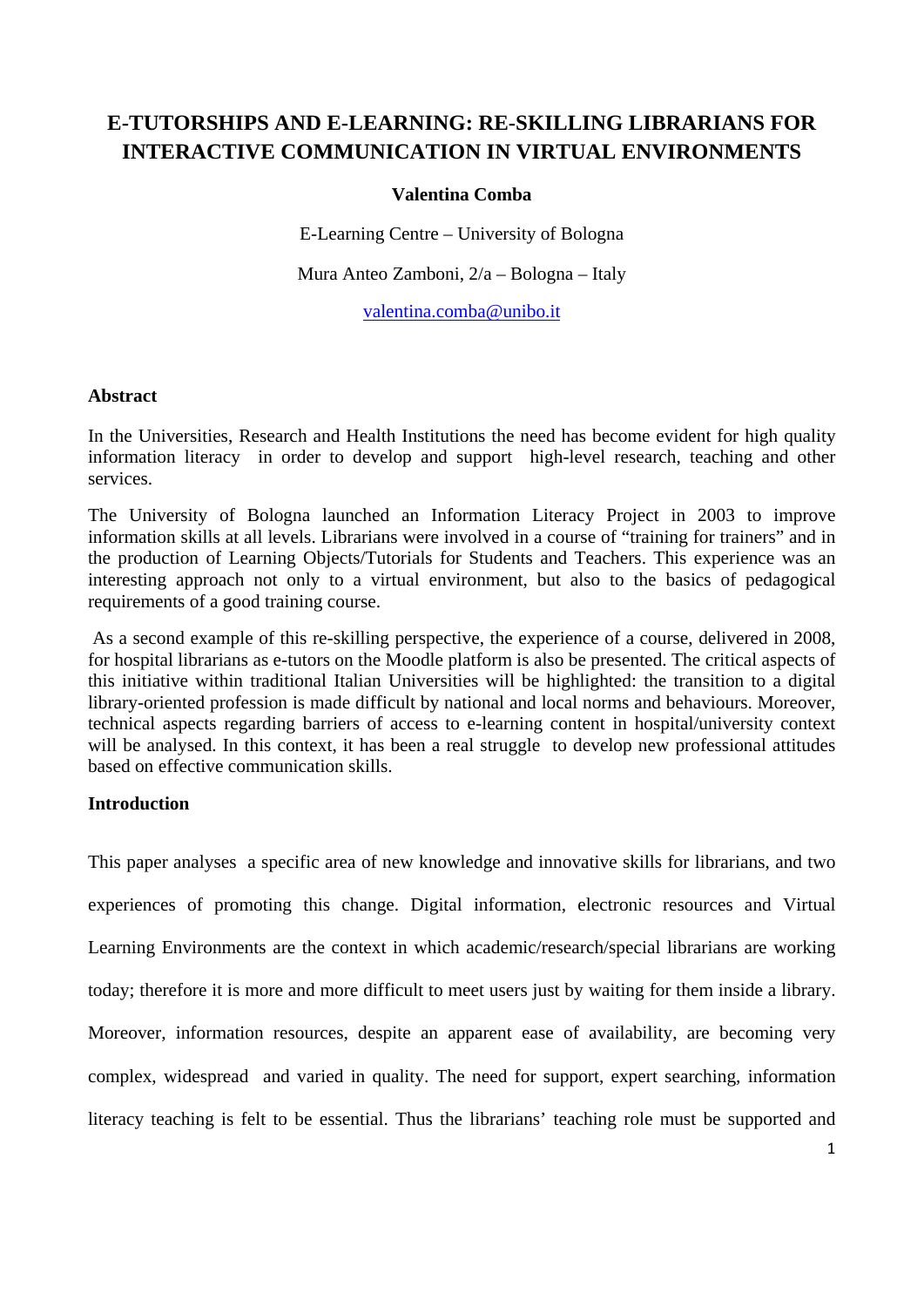# E-TUTORSHIPS AND E-LEARNING: RE-SKILLING LIBRARIANS FOR INTERACTIVE COMMUNICATION IN VIRTUAL ENVIRONMENTS

**Valentina Comba**

E-Learning Centre – University of Bologna

Mura Anteo Zamboni, 2/a – Bologna – Italy

valentina.comba@unibo.it

**Abstract**

In the Universities, Research and Health Institutions the need has become evident for high quality information literacy in order to develop and support high-level research, teaching and other services.

The University of Bologna launched an Information Literacy Project in 2003 to improve information skills at all levels. Librarians were involved in a course of "training for trainers" and in the production of Learning Objects/Tutorials for Students and Teachers. This experience was an interesting approach not only to a virtual environment, but also to the basics of pedagogical requirements of a good training course.

As a second example of this re-skilling perspective, the experience of a course, delivered in 2008, for hospital librarians as e-tutors on the Moodle platform is also be presented. The critical aspects of this initiative within traditional Italian Universities will be highlighted: the transition to a digital library-oriented profession is made difficult by national and local norms and behaviours. Moreover, technical aspects regarding barriers of access to e-learning content in hospital/university context will be analysed. In this context, it has been a real struggle to develop new professional attitudes based on effective communication skills.

**Introduction**

This paper analyses a specific area of new knowledge and innovative skills for librarians, and two experiences of promoting this change. Digital information, electronic resources and Virtual Learning Environments are the context in which academic/research/special librarians are working today; therefore it is more and more difficult to meet users just by waiting for them inside a library. Moreover, information resources, despite an apparent ease of availability, are becoming very complex, widespread and varied in quality. The need for support, expert searching, information literacy teaching is felt to be essential. Thus the librarians' teaching role must be supported and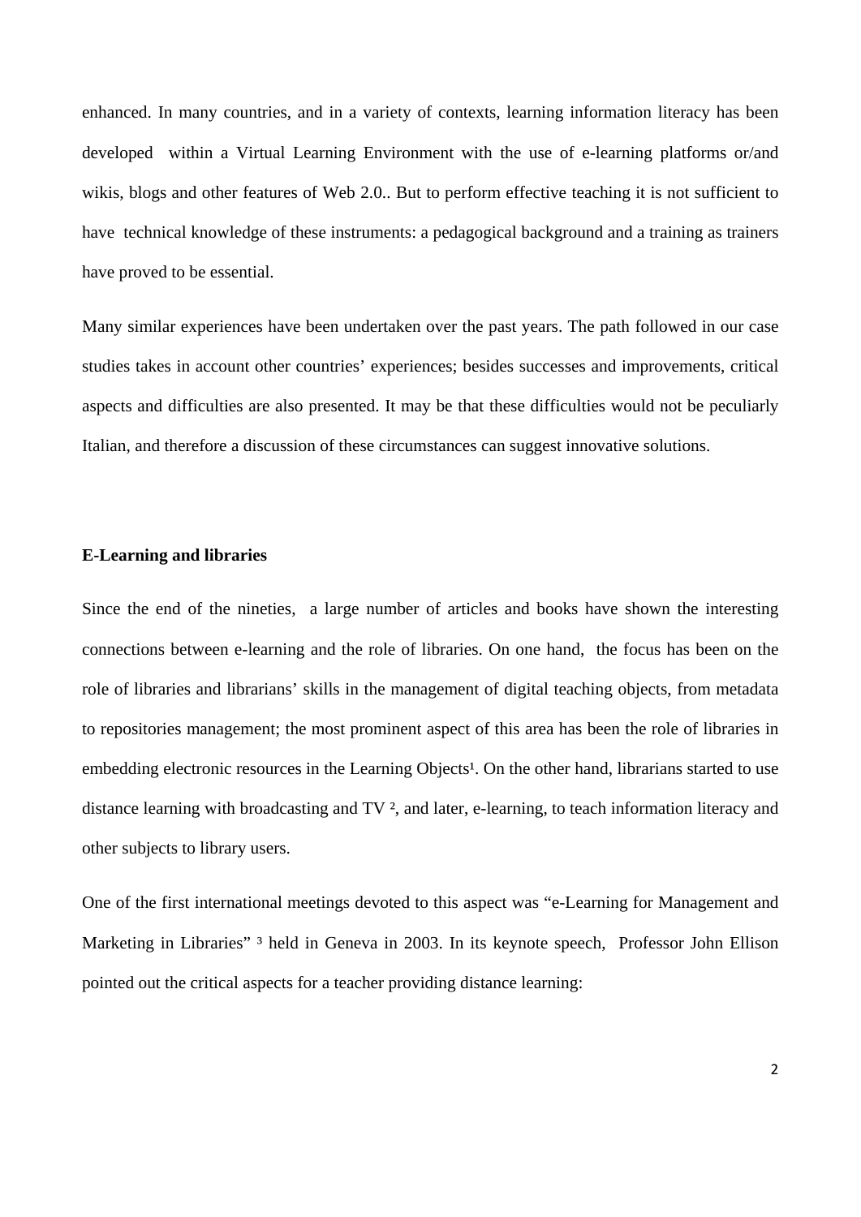enhanced. In many countries, and in a variety of contexts, learning information literacy has been developed within a Virtual Learning Environment with the use of e-learning platforms or/and wikis, blogs and other features of Web 2.0.. But to perform effective teaching it is not sufficient to have technical knowledge of these instruments: a pedagogical background and a training as trainers have proved to be essential.

Many similar experiences have been undertaken over the past years. The path followed in our case studies takes in account other countries' experiences; besides successes and improvements, critical aspects and difficulties are also presented. It may be that these difficulties would not be peculiarly Italian, and therefore a discussion of these circumstances can suggest innovative solutions.

## E-Learning and libraries

Since the end of the nineties, a large number of articles and books have shown the interesting connections between e-learning and the role of libraries. On one hand, the focus has been on the role of libraries and librarians' skills in the management of digital teaching objects, from metadata to repositories management; the most prominent aspect of this area has been the role of libraries in embedding electronic resources in the Learning Objects[1]. On the other hand, librarians started to use distance learning with broadcasting and TV [2], and later, e-learning, to teach information literacy and other subjects to library users.

One of the first international meetings devoted to this aspect was "e-Learning for Management and Marketing in Libraries" [3] held in Geneva in 2003. In its keynote speech, Professor John Ellison pointed out the critical aspects for a teacher providing distance learning: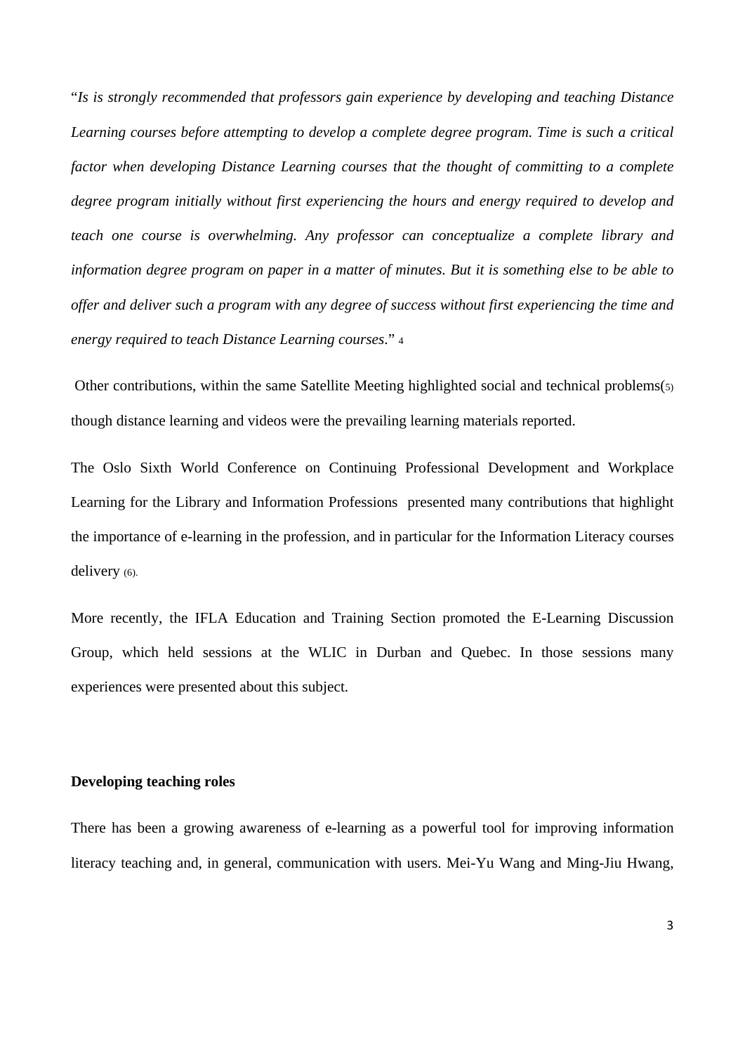"*Is is strongly recommended that professors gain experience by developing and teaching Distance Learning courses before attempting to develop a complete degree program. Time is such a critical factor when developing Distance Learning courses that the thought of committing to a complete degree program initially without first experiencing the hours and energy required to develop and teach one course is overwhelming. Any professor can conceptualize a complete library and information degree program on paper in a matter of minutes. But it is something else to be able to offer and deliver such a program with any degree of success without first experiencing the time and energy required to teach Distance Learning courses*." [4]

Other contributions, within the same Satellite Meeting highlighted social and technical problems(5) though distance learning and videos were the prevailing learning materials reported.

The Oslo Sixth World Conference on Continuing Professional Development and Workplace Learning for the Library and Information Professions presented many contributions that highlight the importance of e-learning in the profession, and in particular for the Information Literacy courses delivery (6).

More recently, the IFLA Education and Training Section promoted the E-Learning Discussion Group, which held sessions at the WLIC in Durban and Quebec. In those sessions many experiences were presented about this subject.

**Developing teaching roles**

There has been a growing awareness of e-learning as a powerful tool for improving information literacy teaching and, in general, communication with users. Mei-Yu Wang and Ming-Jiu Hwang,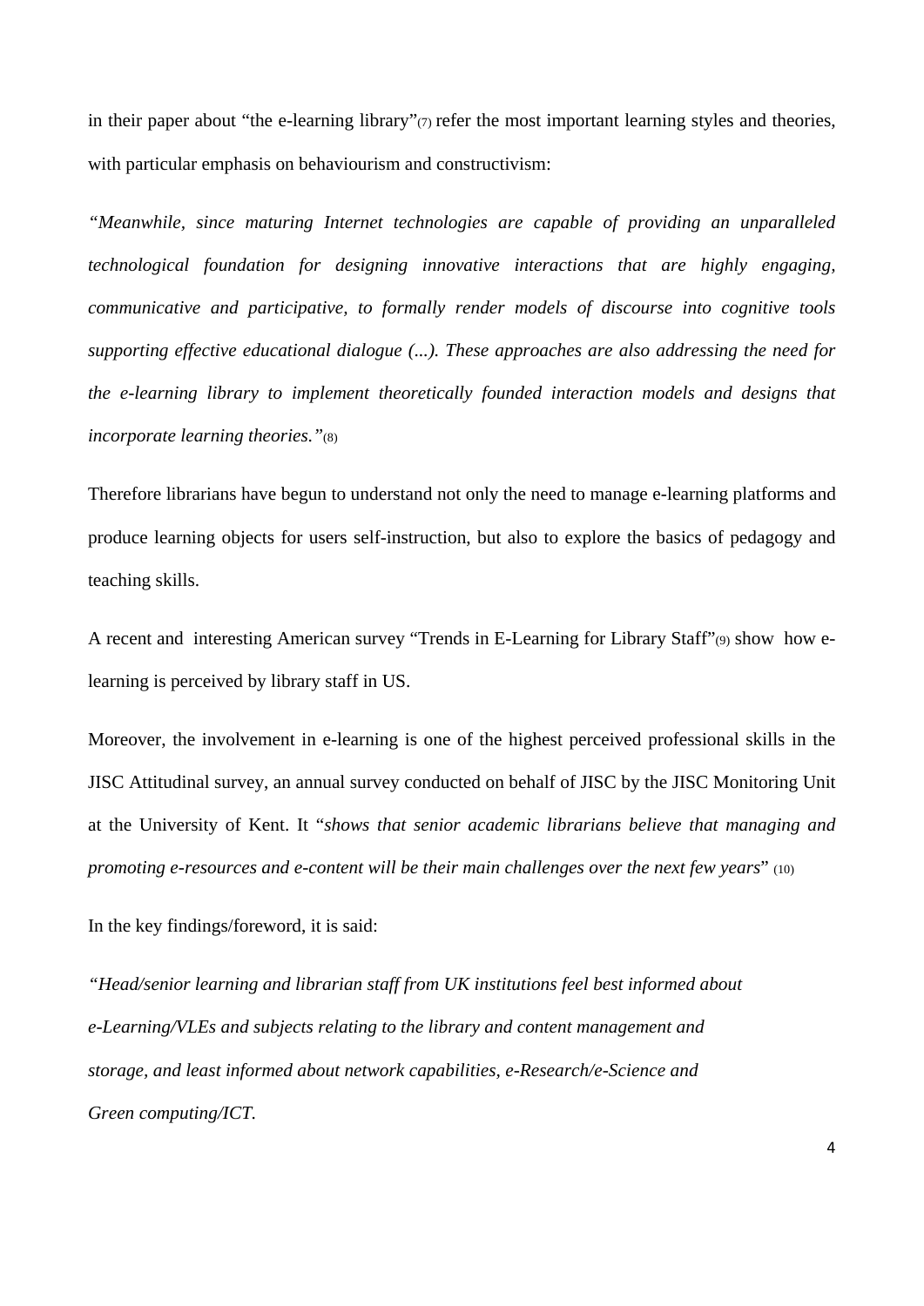in their paper about "the e-learning library"(7) refer the most important learning styles and theories, with particular emphasis on behaviourism and constructivism:

*"Meanwhile, since maturing Internet technologies are capable of providing an unparalleled technological foundation for designing innovative interactions that are highly engaging, communicative and participative, to formally render models of discourse into cognitive tools supporting effective educational dialogue (...). These approaches are also addressing the need for the e-learning library to implement theoretically founded interaction models and designs that incorporate learning theories."*(8)

Therefore librarians have begun to understand not only the need to manage e-learning platforms and produce learning objects for users self-instruction, but also to explore the basics of pedagogy and teaching skills.

A recent and interesting American survey "Trends in E-Learning for Library Staff"(9) show how e-learning is perceived by library staff in US.

Moreover, the involvement in e-learning is one of the highest perceived professional skills in the JISC Attitudinal survey, an annual survey conducted on behalf of JISC by the JISC Monitoring Unit at the University of Kent. It "*shows that senior academic librarians believe that managing and promoting e-resources and e-content will be their main challenges over the next few years*" (10)

In the key findings/foreword, it is said:

*"Head/senior learning and librarian staff from UK institutions feel best informed about e-Learning/VLEs and subjects relating to the library and content management and storage, and least informed about network capabilities, e-Research/e-Science and Green computing/ICT.*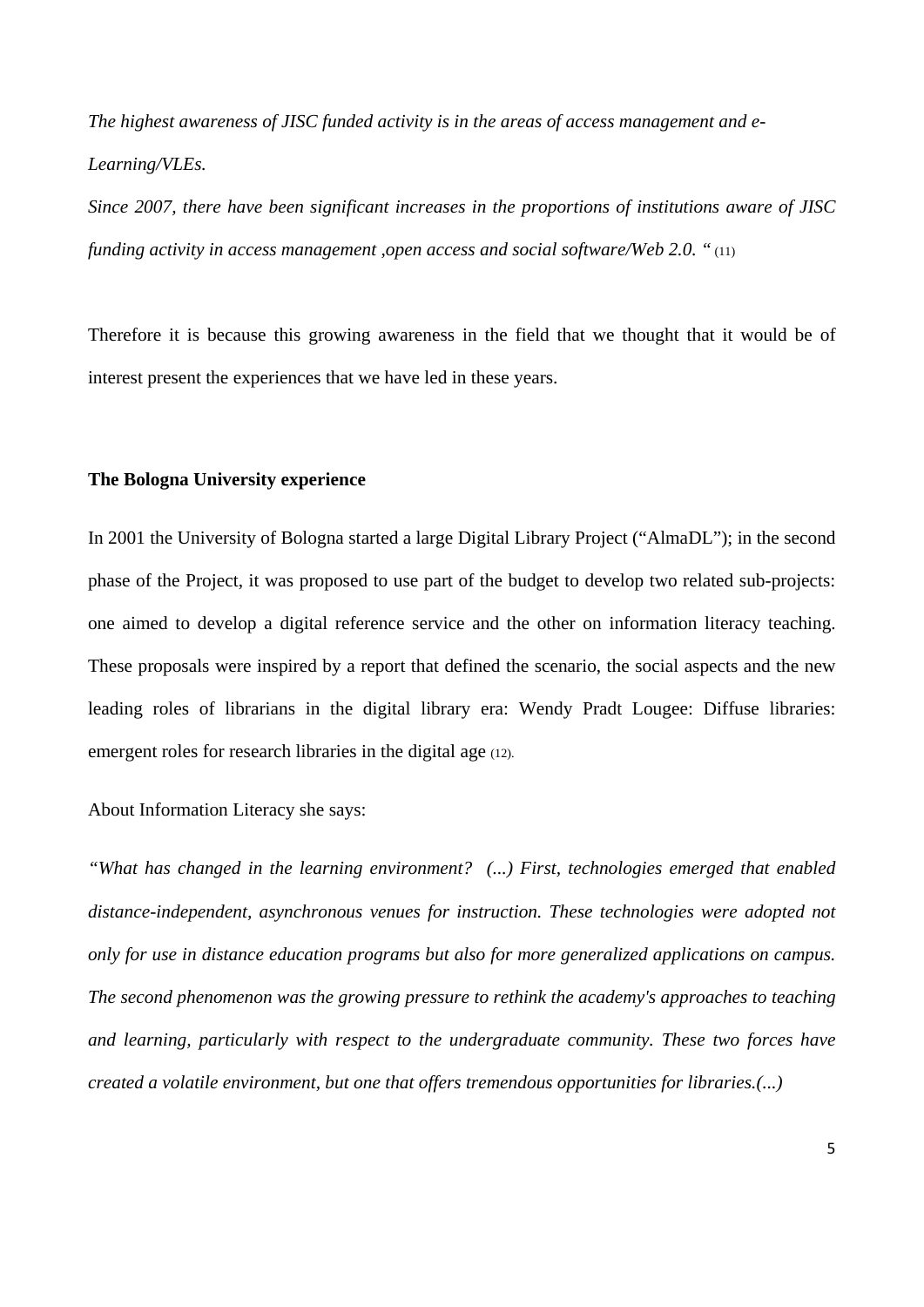*The highest awareness of JISC funded activity is in the areas of access management and e-Learning/VLEs.*

*Since 2007, there have been significant increases in the proportions of institutions aware of JISC funding activity in access management ,open access and social software/Web 2.0. "* (11)

Therefore it is because this growing awareness in the field that we thought that it would be of interest present the experiences that we have led in these years.

**The Bologna University experience**

In 2001 the University of Bologna started a large Digital Library Project ("AlmaDL"); in the second phase of the Project, it was proposed to use part of the budget to develop two related sub-projects: one aimed to develop a digital reference service and the other on information literacy teaching. These proposals were inspired by a report that defined the scenario, the social aspects and the new leading roles of librarians in the digital library era: Wendy Pradt Lougee: Diffuse libraries: emergent roles for research libraries in the digital age (12).

About Information Literacy she says:

*"What has changed in the learning environment? (...) First, technologies emerged that enabled distance-independent, asynchronous venues for instruction. These technologies were adopted not only for use in distance education programs but also for more generalized applications on campus. The second phenomenon was the growing pressure to rethink the academy's approaches to teaching and learning, particularly with respect to the undergraduate community. These two forces have created a volatile environment, but one that offers tremendous opportunities for libraries.(...)*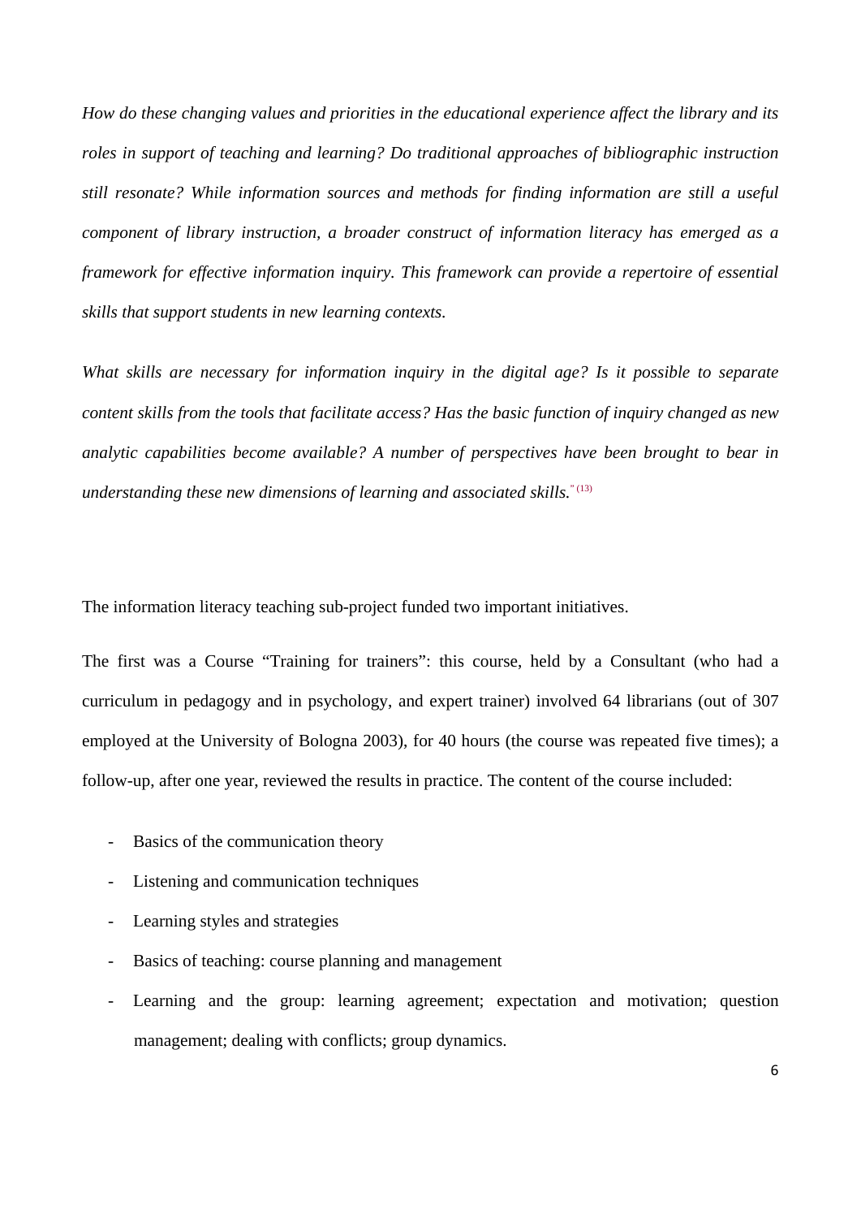*How do these changing values and priorities in the educational experience affect the library and its roles in support of teaching and learning? Do traditional approaches of bibliographic instruction still resonate? While information sources and methods for finding information are still a useful component of library instruction, a broader construct of information literacy has emerged as a framework for effective information inquiry. This framework can provide a repertoire of essential skills that support students in new learning contexts.*

*What skills are necessary for information inquiry in the digital age? Is it possible to separate content skills from the tools that facilitate access? Has the basic function of inquiry changed as new analytic capabilities become available? A number of perspectives have been brought to bear in understanding these new dimensions of learning and associated skills.*" (13)

The information literacy teaching sub-project funded two important initiatives.

The first was a Course "Training for trainers": this course, held by a Consultant (who had a curriculum in pedagogy and in psychology, and expert trainer) involved 64 librarians (out of 307 employed at the University of Bologna 2003), for 40 hours (the course was repeated five times); a follow-up, after one year, reviewed the results in practice. The content of the course included:

- Basics of the communication theory
- Listening and communication techniques
- Learning styles and strategies
- Basics of teaching: course planning and management
- Learning and the group: learning agreement; expectation and motivation; question management; dealing with conflicts; group dynamics.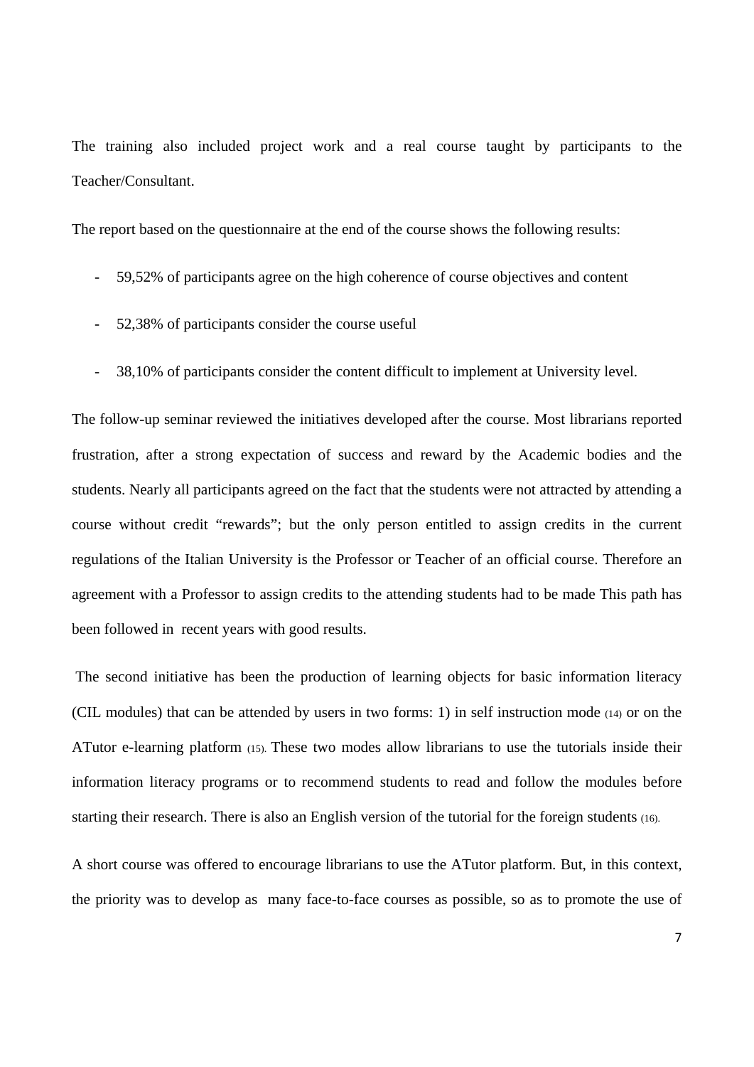The training also included project work and a real course taught by participants to the Teacher/Consultant.

The report based on the questionnaire at the end of the course shows the following results:

- 59,52% of participants agree on the high coherence of course objectives and content
- 52,38% of participants consider the course useful
- 38,10% of participants consider the content difficult to implement at University level.

The follow-up seminar reviewed the initiatives developed after the course. Most librarians reported frustration, after a strong expectation of success and reward by the Academic bodies and the students. Nearly all participants agreed on the fact that the students were not attracted by attending a course without credit “rewards”; but the only person entitled to assign credits in the current regulations of the Italian University is the Professor or Teacher of an official course. Therefore an agreement with a Professor to assign credits to the attending students had to be made This path has been followed in recent years with good results.

The second initiative has been the production of learning objects for basic information literacy (CIL modules) that can be attended by users in two forms: 1) in self instruction mode (14) or on the ATutor e-learning platform (15). These two modes allow librarians to use the tutorials inside their information literacy programs or to recommend students to read and follow the modules before starting their research. There is also an English version of the tutorial for the foreign students (16).

A short course was offered to encourage librarians to use the ATutor platform. But, in this context, the priority was to develop as many face-to-face courses as possible, so as to promote the use of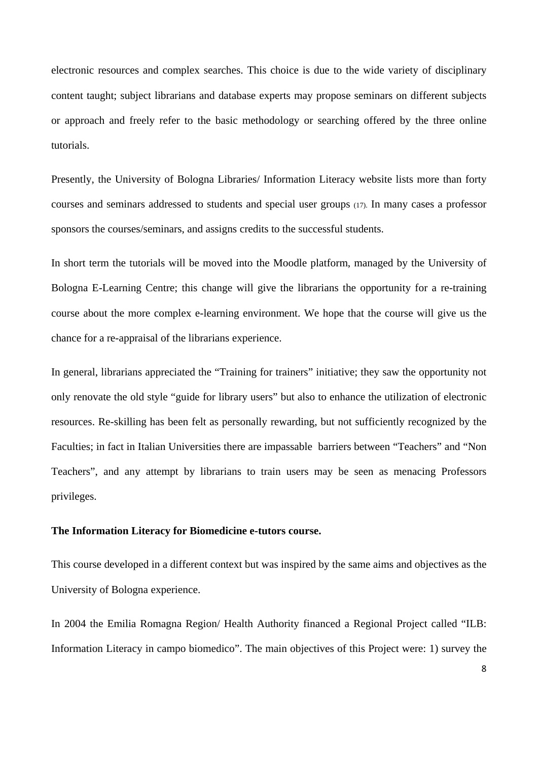electronic resources and complex searches. This choice is due to the wide variety of disciplinary content taught; subject librarians and database experts may propose seminars on different subjects or approach and freely refer to the basic methodology or searching offered by the three online tutorials.

Presently, the University of Bologna Libraries/ Information Literacy website lists more than forty courses and seminars addressed to students and special user groups (17). In many cases a professor sponsors the courses/seminars, and assigns credits to the successful students.

In short term the tutorials will be moved into the Moodle platform, managed by the University of Bologna E-Learning Centre; this change will give the librarians the opportunity for a re-training course about the more complex e-learning environment. We hope that the course will give us the chance for a re-appraisal of the librarians experience.

In general, librarians appreciated the "Training for trainers" initiative; they saw the opportunity not only renovate the old style "guide for library users" but also to enhance the utilization of electronic resources. Re-skilling has been felt as personally rewarding, but not sufficiently recognized by the Faculties; in fact in Italian Universities there are impassable barriers between "Teachers" and "Non Teachers", and any attempt by librarians to train users may be seen as menacing Professors privileges.

**The Information Literacy for Biomedicine e-tutors course.**

This course developed in a different context but was inspired by the same aims and objectives as the University of Bologna experience.

In 2004 the Emilia Romagna Region/ Health Authority financed a Regional Project called "ILB: Information Literacy in campo biomedico". The main objectives of this Project were: 1) survey the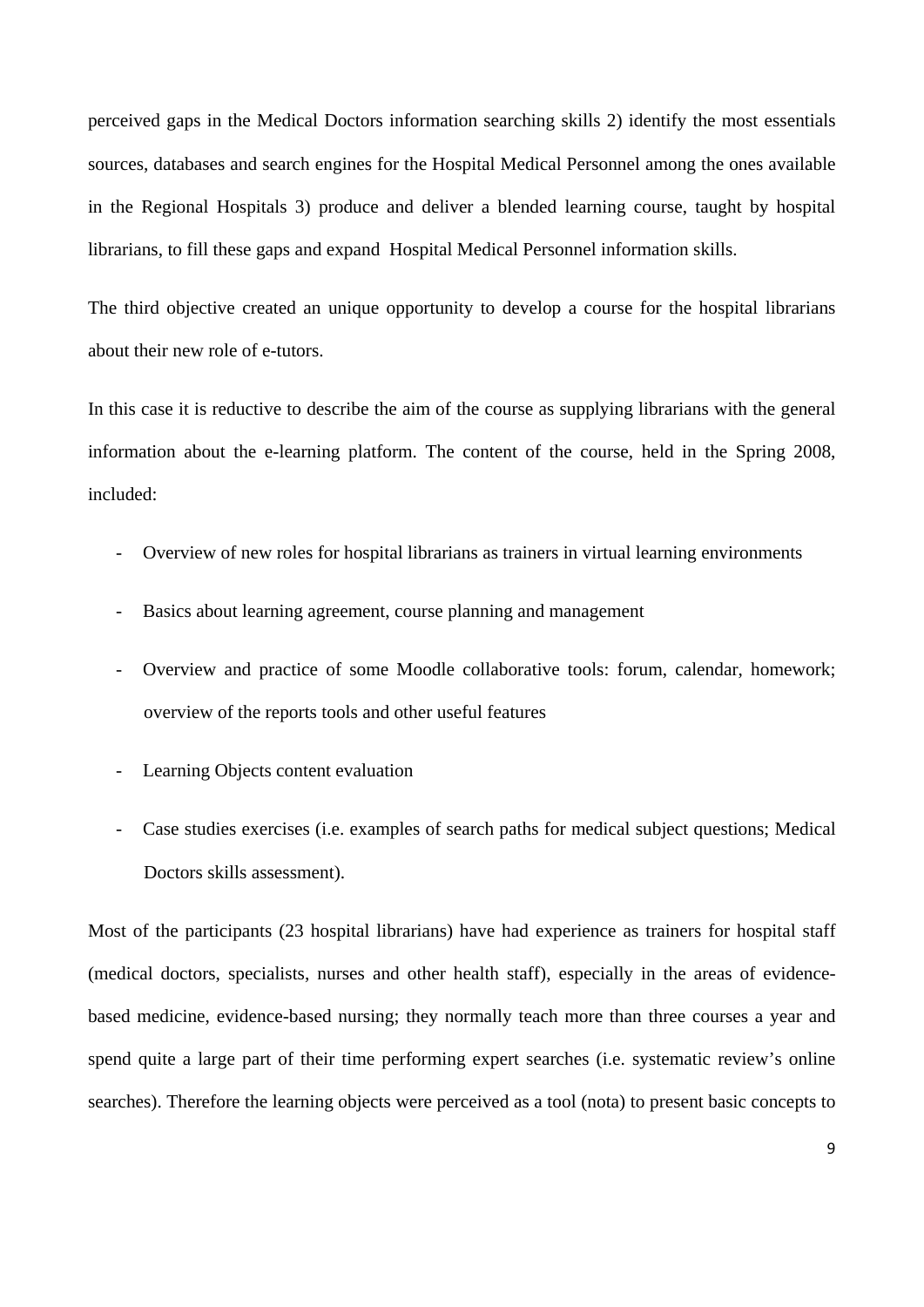perceived gaps in the Medical Doctors information searching skills 2) identify the most essentials sources, databases and search engines for the Hospital Medical Personnel among the ones available in the Regional Hospitals 3) produce and deliver a blended learning course, taught by hospital librarians, to fill these gaps and expand Hospital Medical Personnel information skills.

The third objective created an unique opportunity to develop a course for the hospital librarians about their new role of e-tutors.

In this case it is reductive to describe the aim of the course as supplying librarians with the general information about the e-learning platform. The content of the course, held in the Spring 2008, included:

- Overview of new roles for hospital librarians as trainers in virtual learning environments
- Basics about learning agreement, course planning and management
- Overview and practice of some Moodle collaborative tools: forum, calendar, homework; overview of the reports tools and other useful features
- Learning Objects content evaluation
- Case studies exercises (i.e. examples of search paths for medical subject questions; Medical Doctors skills assessment).

Most of the participants (23 hospital librarians) have had experience as trainers for hospital staff (medical doctors, specialists, nurses and other health staff), especially in the areas of evidence-based medicine, evidence-based nursing; they normally teach more than three courses a year and spend quite a large part of their time performing expert searches (i.e. systematic review's online searches). Therefore the learning objects were perceived as a tool (nota) to present basic concepts to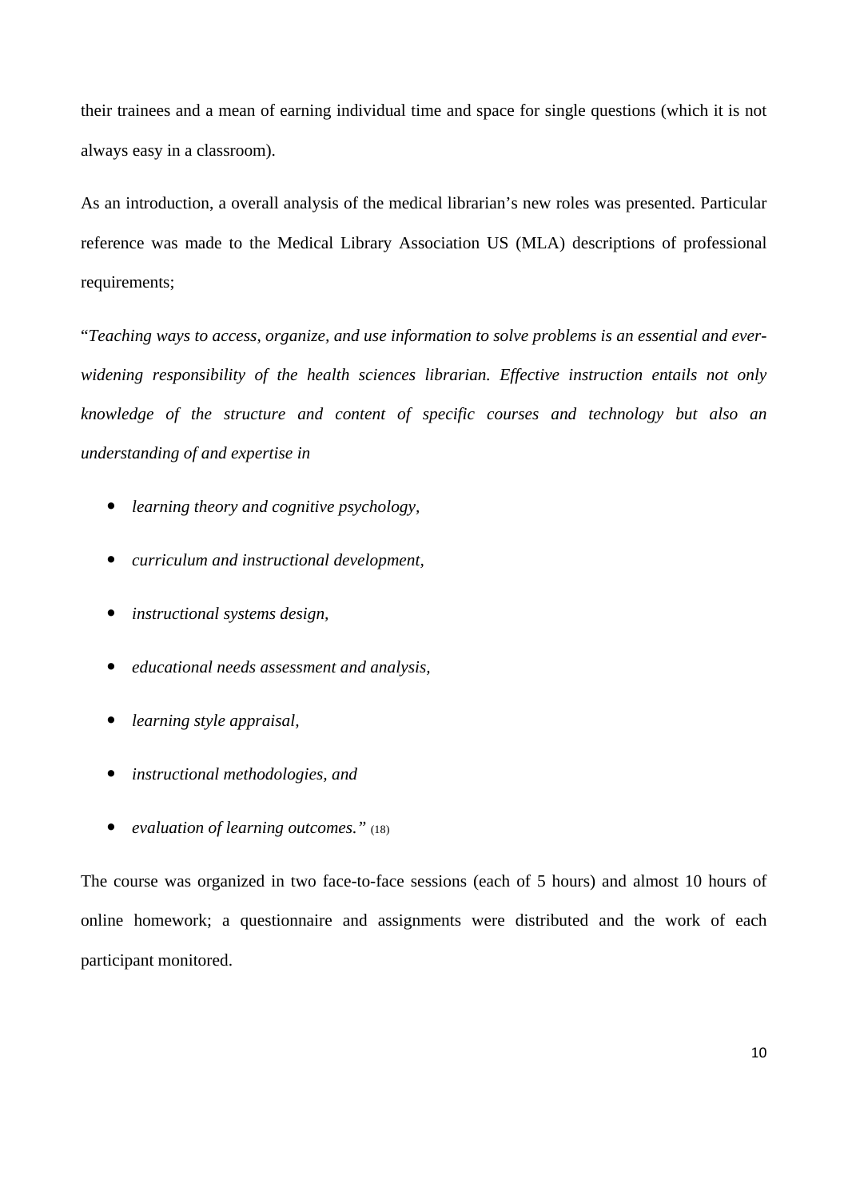their trainees and a mean of earning individual time and space for single questions (which it is not always easy in a classroom).

As an introduction, a overall analysis of the medical librarian's new roles was presented. Particular reference was made to the Medical Library Association US (MLA) descriptions of professional requirements;

"*Teaching ways to access, organize, and use information to solve problems is an essential and ever-widening responsibility of the health sciences librarian. Effective instruction entails not only knowledge of the structure and content of specific courses and technology but also an understanding of and expertise in*

- *learning theory and cognitive psychology,*
- *curriculum and instructional development,*
- *instructional systems design,*
- *educational needs assessment and analysis,*
- *learning style appraisal,*
- *instructional methodologies, and*
- *evaluation of learning outcomes."* (18)

The course was organized in two face-to-face sessions (each of 5 hours) and almost 10 hours of online homework; a questionnaire and assignments were distributed and the work of each participant monitored.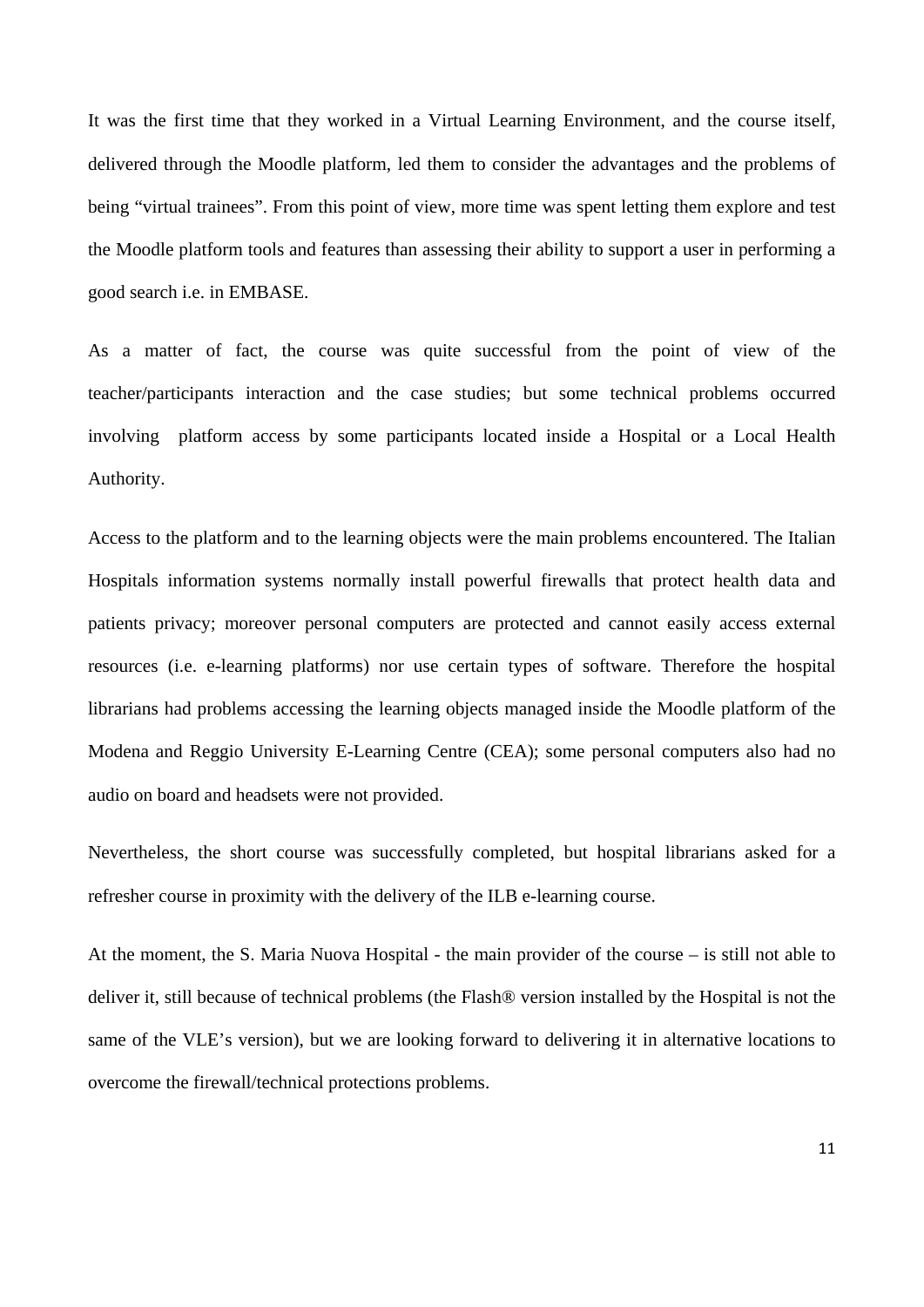It was the first time that they worked in a Virtual Learning Environment, and the course itself, delivered through the Moodle platform, led them to consider the advantages and the problems of being “virtual trainees”. From this point of view, more time was spent letting them explore and test the Moodle platform tools and features than assessing their ability to support a user in performing a good search i.e. in EMBASE.

As a matter of fact, the course was quite successful from the point of view of the teacher/participants interaction and the case studies; but some technical problems occurred involving  platform access by some participants located inside a Hospital or a Local Health Authority.

Access to the platform and to the learning objects were the main problems encountered. The Italian Hospitals information systems normally install powerful firewalls that protect health data and patients privacy; moreover personal computers are protected and cannot easily access external resources (i.e. e-learning platforms) nor use certain types of software. Therefore the hospital librarians had problems accessing the learning objects managed inside the Moodle platform of the Modena and Reggio University E-Learning Centre (CEA); some personal computers also had no audio on board and headsets were not provided.

Nevertheless, the short course was successfully completed, but hospital librarians asked for a refresher course in proximity with the delivery of the ILB e-learning course.

At the moment, the S. Maria Nuova Hospital - the main provider of the course – is still not able to deliver it, still because of technical problems (the Flash® version installed by the Hospital is not the same of the VLE’s version), but we are looking forward to delivering it in alternative locations to overcome the firewall/technical protections problems.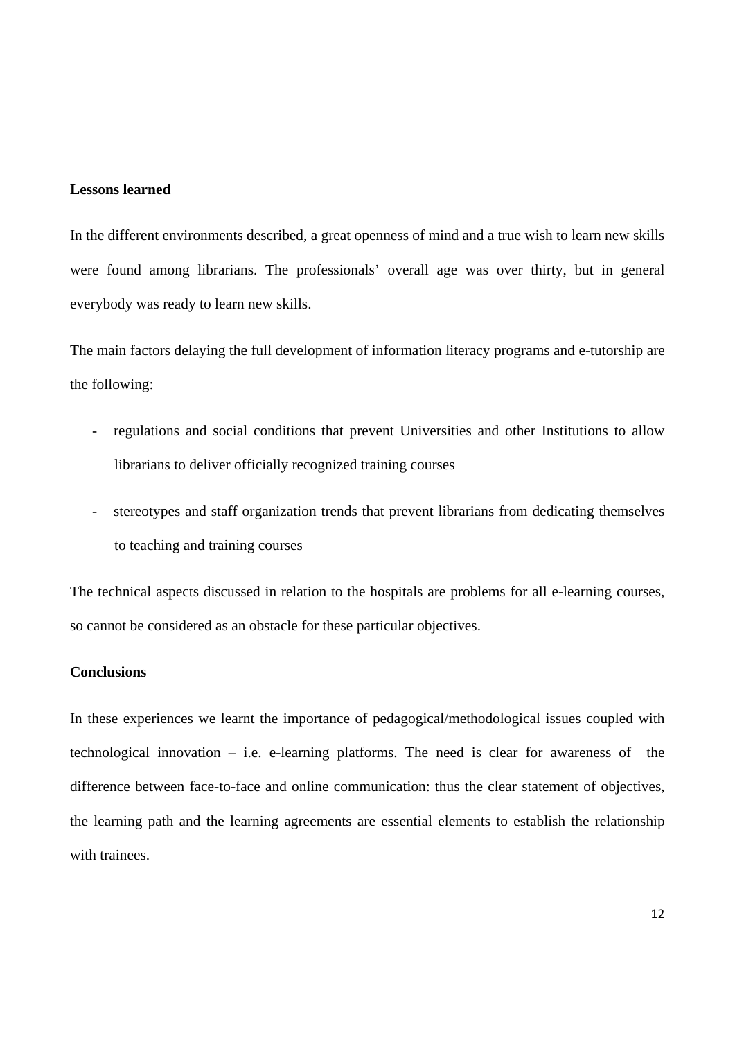**Lessons learned**

In the different environments described, a great openness of mind and a true wish to learn new skills were found among librarians. The professionals' overall age was over thirty, but in general everybody was ready to learn new skills.

The main factors delaying the full development of information literacy programs and e-tutorship are the following:

- regulations and social conditions that prevent Universities and other Institutions to allow librarians to deliver officially recognized training courses
- stereotypes and staff organization trends that prevent librarians from dedicating themselves to teaching and training courses

The technical aspects discussed in relation to the hospitals are problems for all e-learning courses, so cannot be considered as an obstacle for these particular objectives.

**Conclusions**

In these experiences we learnt the importance of pedagogical/methodological issues coupled with technological innovation – i.e. e-learning platforms. The need is clear for awareness of the difference between face-to-face and online communication: thus the clear statement of objectives, the learning path and the learning agreements are essential elements to establish the relationship with trainees.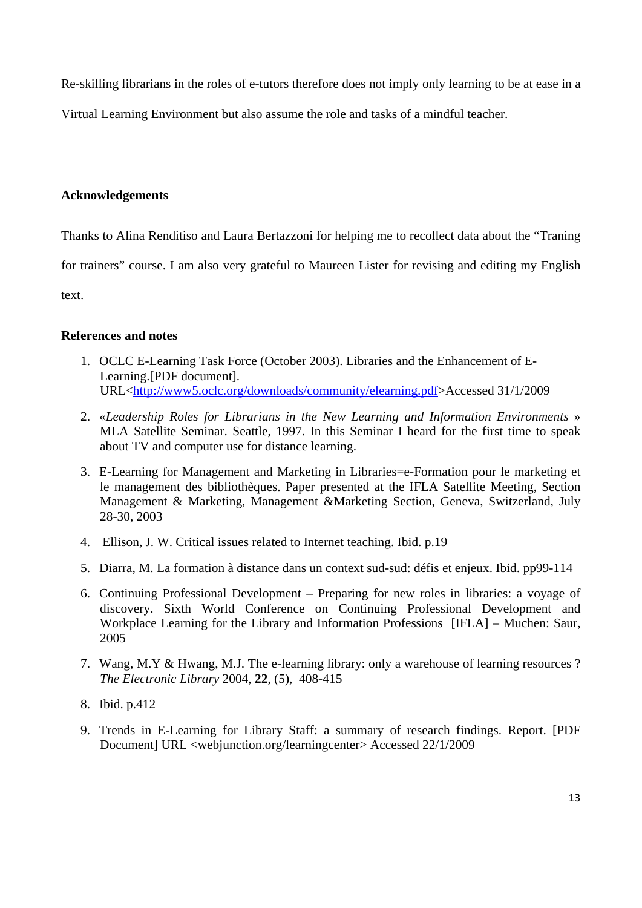Re-skilling librarians in the roles of e-tutors therefore does not imply only learning to be at ease in a Virtual Learning Environment but also assume the role and tasks of a mindful teacher.

**Acknowledgements**

Thanks to Alina Renditiso and Laura Bertazzoni for helping me to recollect data about the "Traning for trainers" course. I am also very grateful to Maureen Lister for revising and editing my English text.

**References and notes**

1. OCLC E-Learning Task Force (October 2003). Libraries and the Enhancement of E-Learning.[PDF document]. URL<http://www5.oclc.org/downloads/community/elearning.pdf>Accessed 31/1/2009
2. «*Leadership Roles for Librarians in the New Learning and Information Environments* » MLA Satellite Seminar. Seattle, 1997. In this Seminar I heard for the first time to speak about TV and computer use for distance learning.
3. E-Learning for Management and Marketing in Libraries=e-Formation pour le marketing et le management des bibliothèques. Paper presented at the IFLA Satellite Meeting, Section Management & Marketing, Management &Marketing Section, Geneva, Switzerland, July 28-30, 2003
4. Ellison, J. W. Critical issues related to Internet teaching. Ibid. p.19
5. Diarra, M. La formation à distance dans un context sud-sud: défis et enjeux. Ibid. pp99-114
6. Continuing Professional Development – Preparing for new roles in libraries: a voyage of discovery. Sixth World Conference on Continuing Professional Development and Workplace Learning for the Library and Information Professions [IFLA] – Muchen: Saur, 2005
7. Wang, M.Y & Hwang, M.J. The e-learning library: only a warehouse of learning resources ? *The Electronic Library* 2004, **22**, (5), 408-415
8. Ibid. p.412
9. Trends in E-Learning for Library Staff: a summary of research findings. Report. [PDF Document] URL <webjunction.org/learningcenter> Accessed 22/1/2009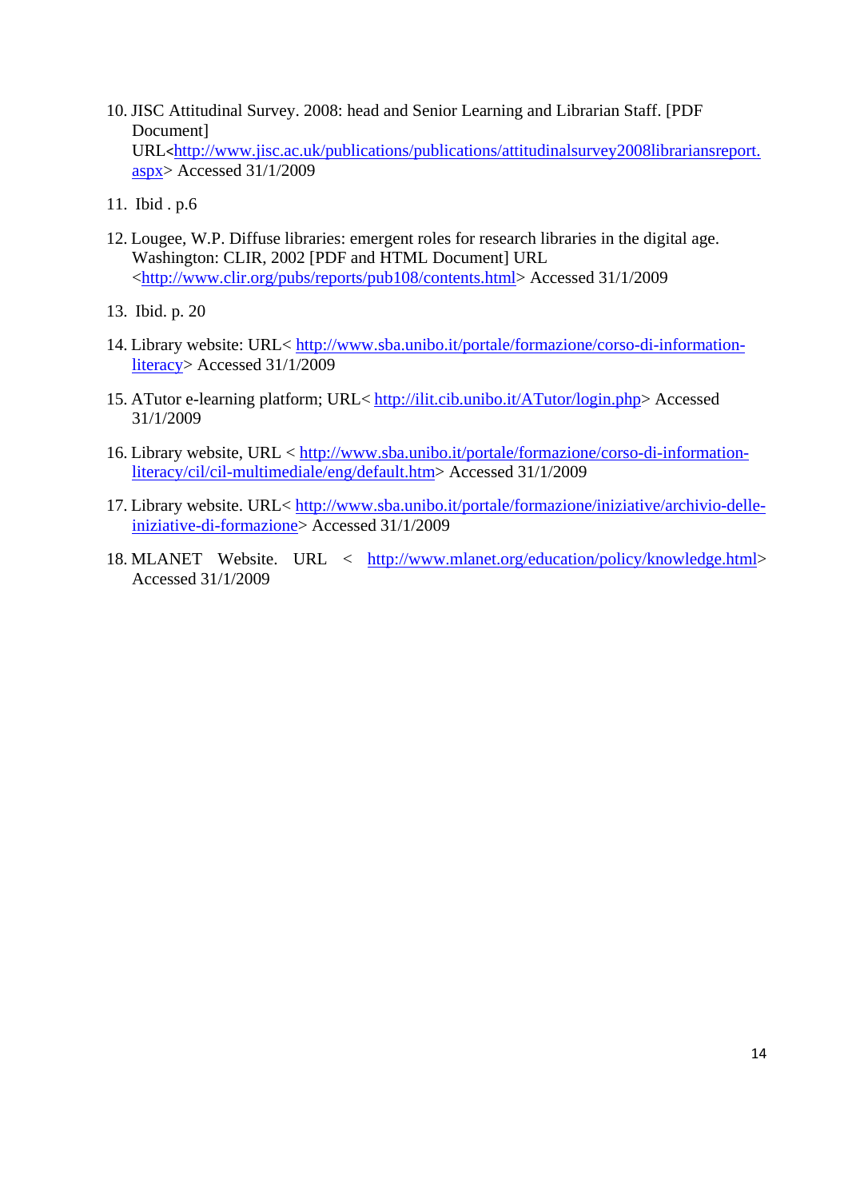10. JISC Attitudinal Survey. 2008: head and Senior Learning and Librarian Staff. [PDF Document] URL<http://www.jisc.ac.uk/publications/publications/attitudinalsurvey2008librariansreport.aspx> Accessed 31/1/2009

11. Ibid . p.6

12. Lougee, W.P. Diffuse libraries: emergent roles for research libraries in the digital age. Washington: CLIR, 2002 [PDF and HTML Document] URL <http://www.clir.org/pubs/reports/pub108/contents.html> Accessed 31/1/2009

13. Ibid. p. 20

14. Library website: URL< http://www.sba.unibo.it/portale/formazione/corso-di-information-literacy> Accessed 31/1/2009

15. ATutor e-learning platform; URL< http://ilit.cib.unibo.it/ATutor/login.php> Accessed 31/1/2009

16. Library website, URL < http://www.sba.unibo.it/portale/formazione/corso-di-information-literacy/cil/cil-multimediale/eng/default.htm> Accessed 31/1/2009

17. Library website. URL< http://www.sba.unibo.it/portale/formazione/iniziative/archivio-delle-iniziative-di-formazione> Accessed 31/1/2009

18. MLANET Website. URL < http://www.mlanet.org/education/policy/knowledge.html> Accessed 31/1/2009